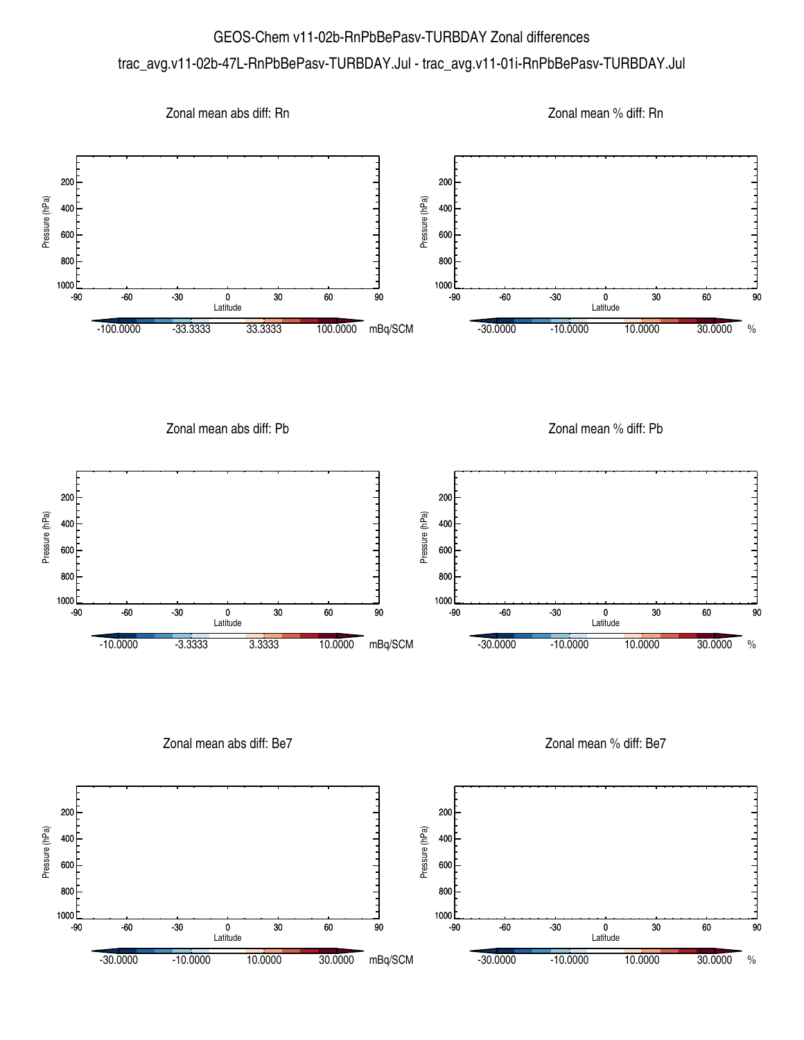# GEOS-Chem v11-02b-RnPbBePasv-TURBDAY Zonal differences

trac_avg.v11-02b-47L-RnPbBePasv-TURBDAY.Jul - trac_avg.v11-01i-RnPbBePasv-TURBDAY.Jul

Zonal mean abs diff: Rn

Pressure (hPa): 200, 400, 600, 800, 1000

Latitude: -90, -60, -30, 0, 30, 60, 90

-100.0000 -33.3333 33.3333 100.0000 mBq/SCM

Zonal mean % diff: Rn

Pressure (hPa): 200, 400, 600, 800, 1000

Latitude: -90, -60, -30, 0, 30, 60, 90

-30.0000 -10.0000 10.0000 30.0000 %

Zonal mean abs diff: Pb

Pressure (hPa): 200, 400, 600, 800, 1000

Latitude: -90, -60, -30, 0, 30, 60, 90

-10.0000 -3.3333 3.3333 10.0000 mBq/SCM

Zonal mean % diff: Pb

Pressure (hPa): 200, 400, 600, 800, 1000

Latitude: -90, -60, -30, 0, 30, 60, 90

-30.0000 -10.0000 10.0000 30.0000 %

Zonal mean abs diff: Be7

Pressure (hPa): 200, 400, 600, 800, 1000

Latitude: -90, -60, -30, 0, 30, 60, 90

-30.0000 -10.0000 10.0000 30.0000 mBq/SCM

Zonal mean % diff: Be7

Pressure (hPa): 200, 400, 600, 800, 1000

Latitude: -90, -60, -30, 0, 30, 60, 90

-30.0000 -10.0000 10.0000 30.0000 %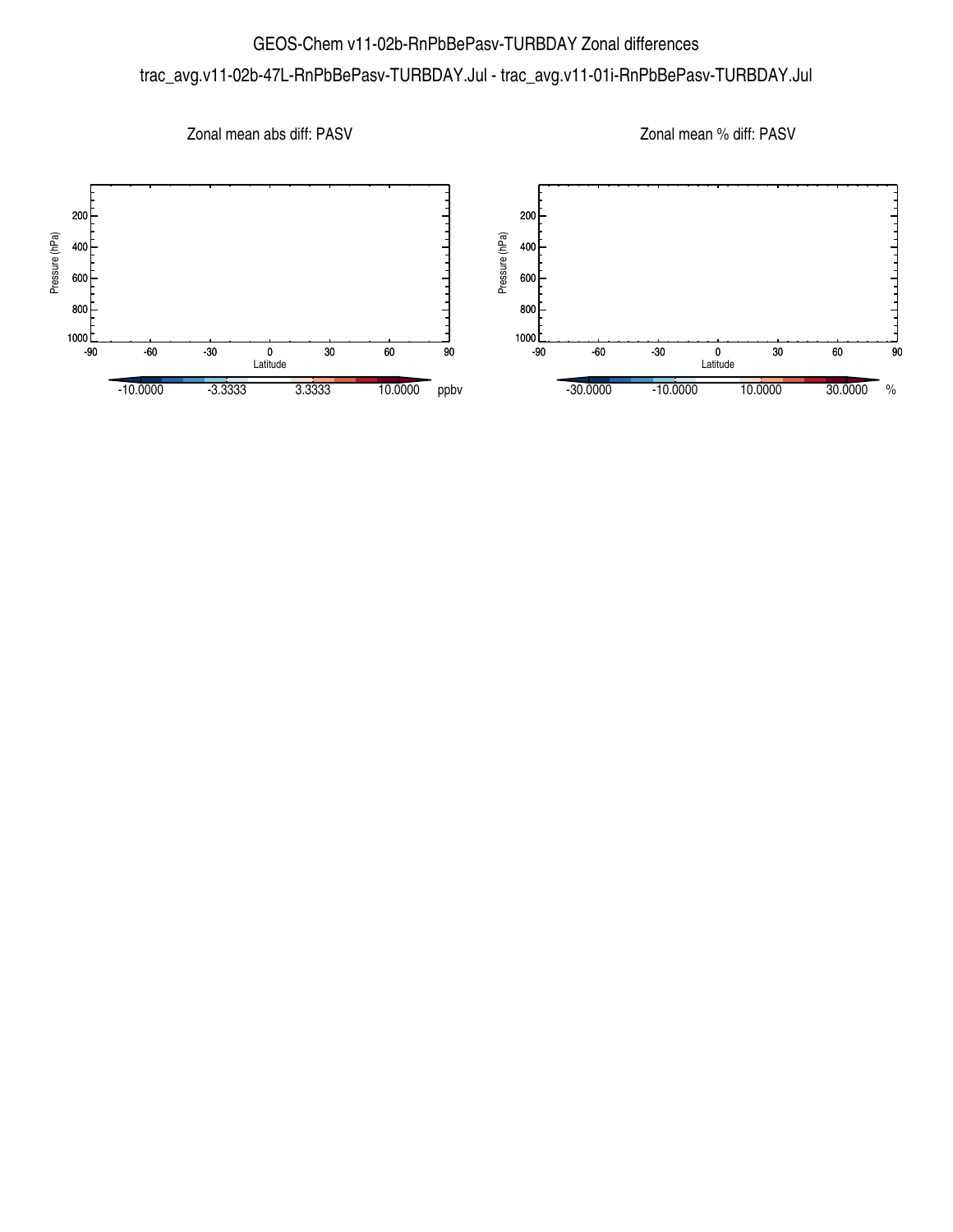GEOS-Chem v11-02b-RnPbBePasv-TURBDAY Zonal differences

trac_avg.v11-02b-47L-RnPbBePasv-TURBDAY.Jul - trac_avg.v11-01i-RnPbBePasv-TURBDAY.Jul

Zonal mean abs diff: PASV

Pressure (hPa)

200
400
600
800
1000

-90 -60 -30 0 30 60 90

Latitude

-10.0000 -3.3333 3.3333 10.0000 ppbv

Zonal mean % diff: PASV

Pressure (hPa)

200
400
600
800
1000

-90 -60 -30 0 30 60 90

Latitude

-30.0000 -10.0000 10.0000 30.0000 %